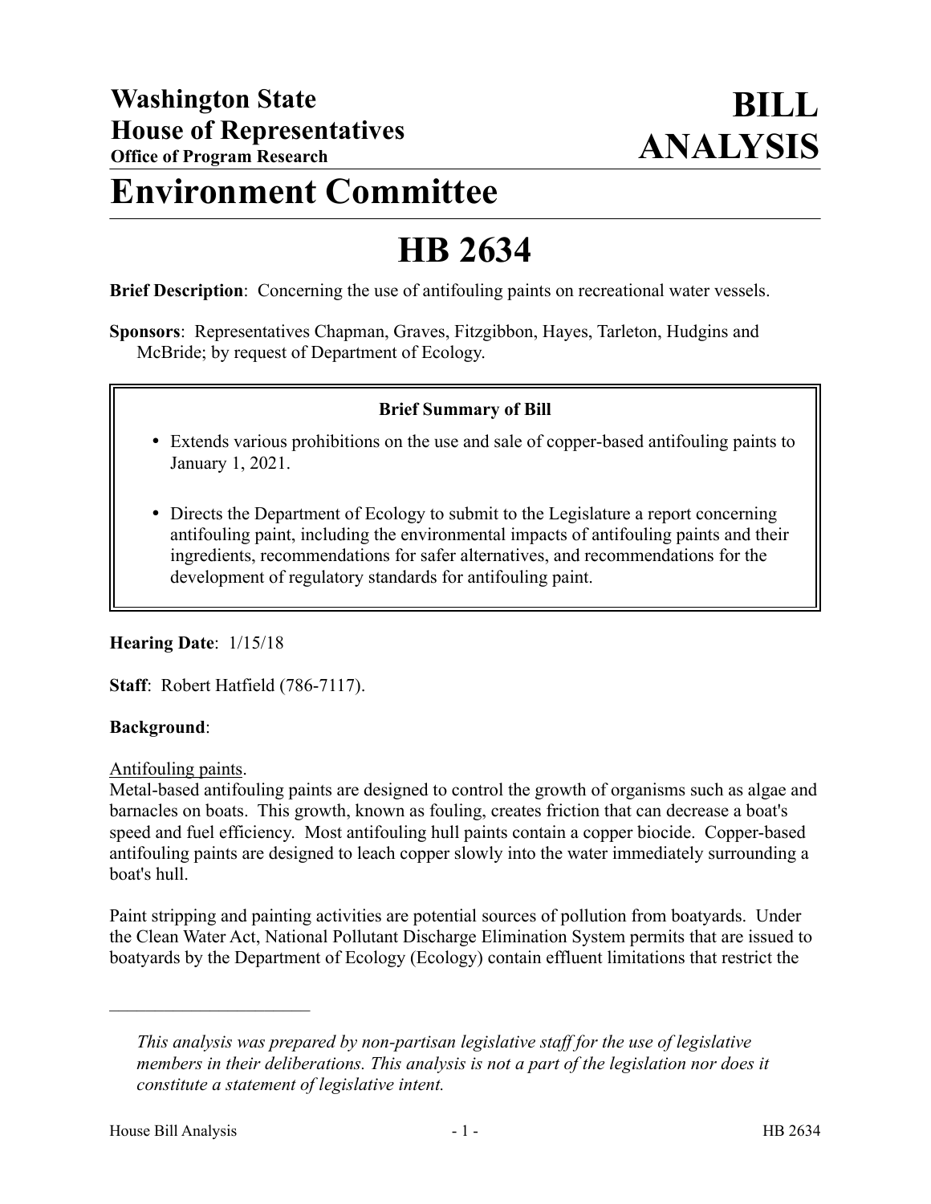# Washington State House of Representatives

**Office of Program Research**

# BILL ANALYSIS

# Environment Committee

# HB 2634

**Brief Description**: Concerning the use of antifouling paints on recreational water vessels.

**Sponsors**: Representatives Chapman, Graves, Fitzgibbon, Hayes, Tarleton, Hudgins and McBride; by request of Department of Ecology.

**Brief Summary of Bill**

- Extends various prohibitions on the use and sale of copper-based antifouling paints to January 1, 2021.
- Directs the Department of Ecology to submit to the Legislature a report concerning antifouling paint, including the environmental impacts of antifouling paints and their ingredients, recommendations for safer alternatives, and recommendations for the development of regulatory standards for antifouling paint.

**Hearing Date**: 1/15/18

**Staff**: Robert Hatfield (786-7117).

**Background**:

Antifouling paints.

Metal-based antifouling paints are designed to control the growth of organisms such as algae and barnacles on boats. This growth, known as fouling, creates friction that can decrease a boat's speed and fuel efficiency. Most antifouling hull paints contain a copper biocide. Copper-based antifouling paints are designed to leach copper slowly into the water immediately surrounding a boat's hull.

Paint stripping and painting activities are potential sources of pollution from boatyards. Under the Clean Water Act, National Pollutant Discharge Elimination System permits that are issued to boatyards by the Department of Ecology (Ecology) contain effluent limitations that restrict the

---

*This analysis was prepared by non-partisan legislative staff for the use of legislative members in their deliberations. This analysis is not a part of the legislation nor does it constitute a statement of legislative intent.*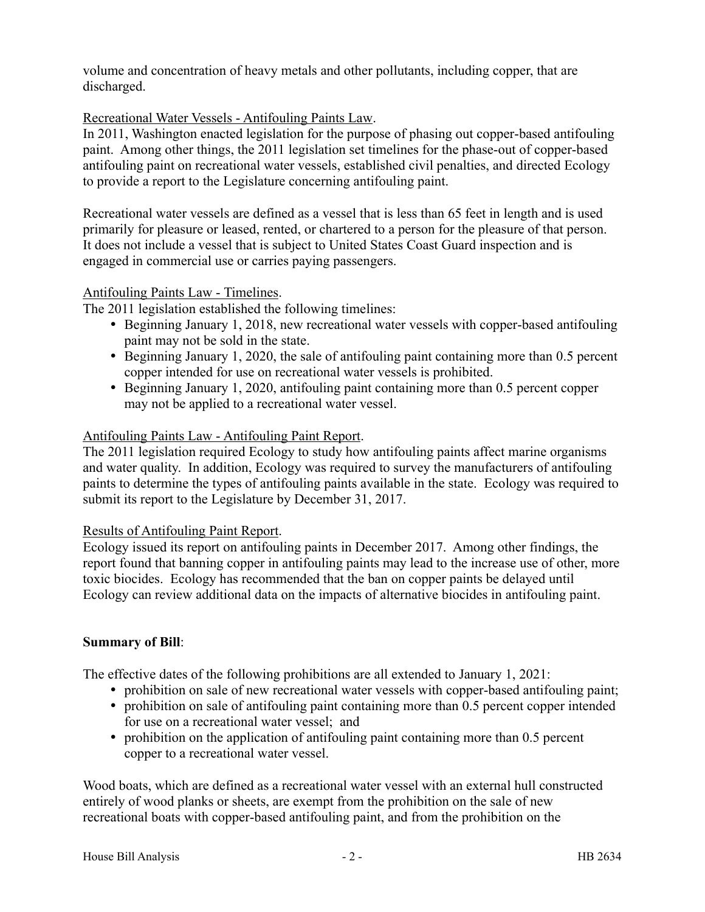volume and concentration of heavy metals and other pollutants, including copper, that are discharged.

Recreational Water Vessels - Antifouling Paints Law.
In 2011, Washington enacted legislation for the purpose of phasing out copper-based antifouling paint. Among other things, the 2011 legislation set timelines for the phase-out of copper-based antifouling paint on recreational water vessels, established civil penalties, and directed Ecology to provide a report to the Legislature concerning antifouling paint.

Recreational water vessels are defined as a vessel that is less than 65 feet in length and is used primarily for pleasure or leased, rented, or chartered to a person for the pleasure of that person. It does not include a vessel that is subject to United States Coast Guard inspection and is engaged in commercial use or carries paying passengers.

Antifouling Paints Law - Timelines.
The 2011 legislation established the following timelines:

- Beginning January 1, 2018, new recreational water vessels with copper-based antifouling paint may not be sold in the state.
- Beginning January 1, 2020, the sale of antifouling paint containing more than 0.5 percent copper intended for use on recreational water vessels is prohibited.
- Beginning January 1, 2020, antifouling paint containing more than 0.5 percent copper may not be applied to a recreational water vessel.

Antifouling Paints Law - Antifouling Paint Report.
The 2011 legislation required Ecology to study how antifouling paints affect marine organisms and water quality. In addition, Ecology was required to survey the manufacturers of antifouling paints to determine the types of antifouling paints available in the state. Ecology was required to submit its report to the Legislature by December 31, 2017.

Results of Antifouling Paint Report.
Ecology issued its report on antifouling paints in December 2017. Among other findings, the report found that banning copper in antifouling paints may lead to the increase use of other, more toxic biocides. Ecology has recommended that the ban on copper paints be delayed until Ecology can review additional data on the impacts of alternative biocides in antifouling paint.

**Summary of Bill**:

The effective dates of the following prohibitions are all extended to January 1, 2021:

- prohibition on sale of new recreational water vessels with copper-based antifouling paint;
- prohibition on sale of antifouling paint containing more than 0.5 percent copper intended for use on a recreational water vessel; and
- prohibition on the application of antifouling paint containing more than 0.5 percent copper to a recreational water vessel.

Wood boats, which are defined as a recreational water vessel with an external hull constructed entirely of wood planks or sheets, are exempt from the prohibition on the sale of new recreational boats with copper-based antifouling paint, and from the prohibition on the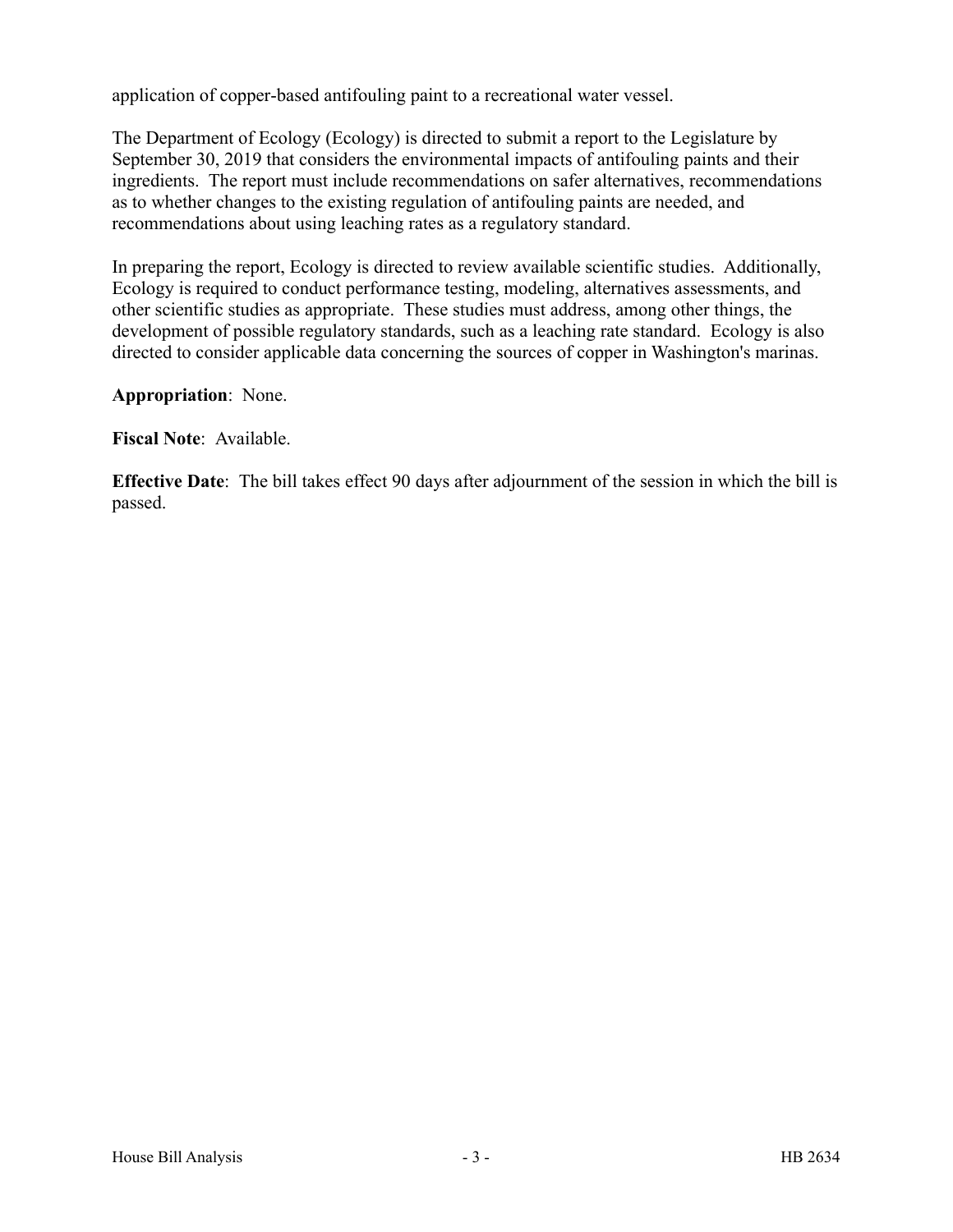application of copper-based antifouling paint to a recreational water vessel.

The Department of Ecology (Ecology) is directed to submit a report to the Legislature by September 30, 2019 that considers the environmental impacts of antifouling paints and their ingredients. The report must include recommendations on safer alternatives, recommendations as to whether changes to the existing regulation of antifouling paints are needed, and recommendations about using leaching rates as a regulatory standard.

In preparing the report, Ecology is directed to review available scientific studies. Additionally, Ecology is required to conduct performance testing, modeling, alternatives assessments, and other scientific studies as appropriate. These studies must address, among other things, the development of possible regulatory standards, such as a leaching rate standard. Ecology is also directed to consider applicable data concerning the sources of copper in Washington's marinas.

**Appropriation**: None.

**Fiscal Note**: Available.

**Effective Date**: The bill takes effect 90 days after adjournment of the session in which the bill is passed.